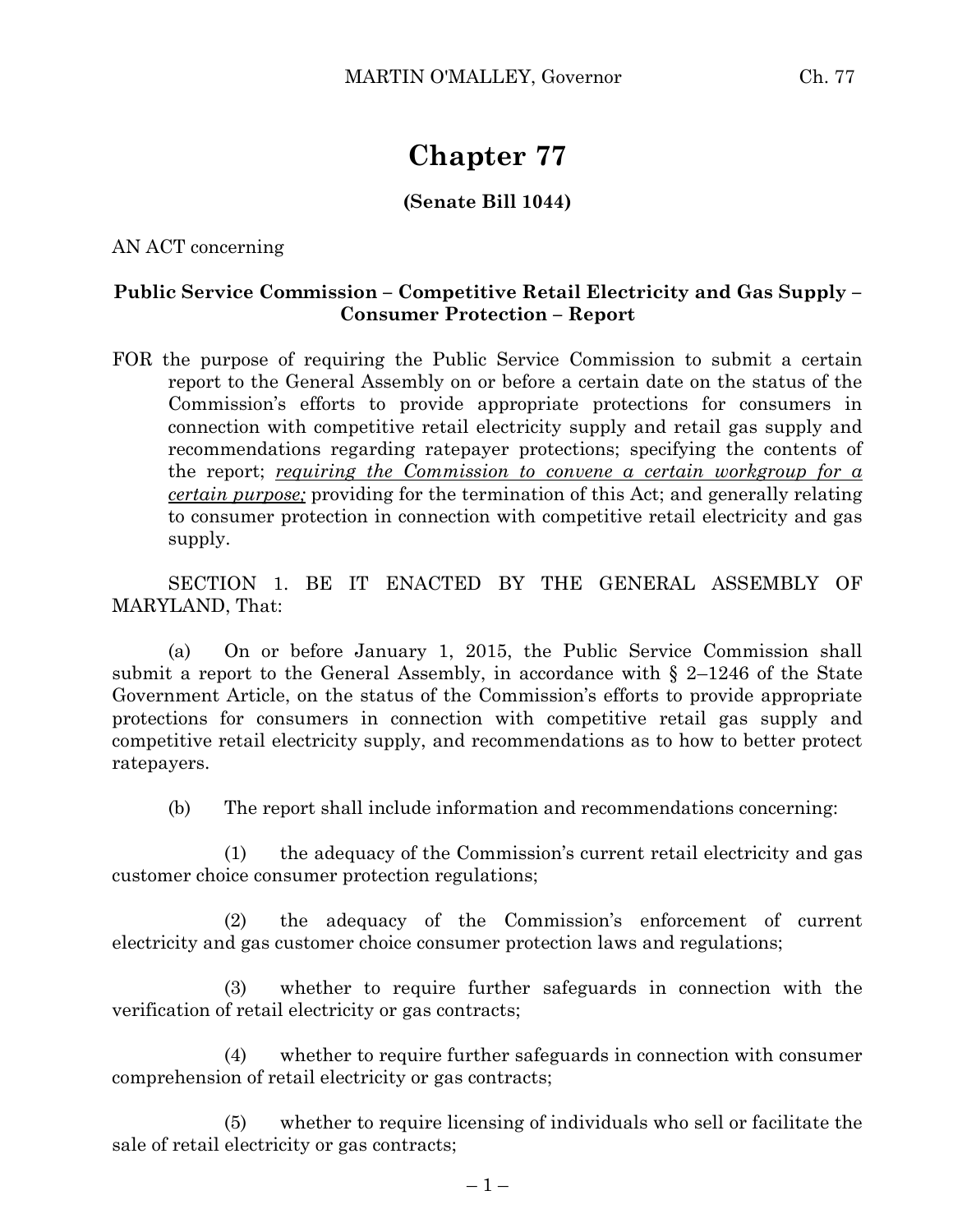# Chapter 77

**(Senate Bill 1044)**

AN ACT concerning

**Public Service Commission – Competitive Retail Electricity and Gas Supply – Consumer Protection – Report**

FOR the purpose of requiring the Public Service Commission to submit a certain report to the General Assembly on or before a certain date on the status of the Commission's efforts to provide appropriate protections for consumers in connection with competitive retail electricity supply and retail gas supply and recommendations regarding ratepayer protections; specifying the contents of the report; <u>*requiring the Commission to convene a certain workgroup for a certain purpose;*</u> providing for the termination of this Act; and generally relating to consumer protection in connection with competitive retail electricity and gas supply.

SECTION 1. BE IT ENACTED BY THE GENERAL ASSEMBLY OF MARYLAND, That:

(a) On or before January 1, 2015, the Public Service Commission shall submit a report to the General Assembly, in accordance with § 2–1246 of the State Government Article, on the status of the Commission's efforts to provide appropriate protections for consumers in connection with competitive retail gas supply and competitive retail electricity supply, and recommendations as to how to better protect ratepayers.

(b) The report shall include information and recommendations concerning:

(1) the adequacy of the Commission's current retail electricity and gas customer choice consumer protection regulations;

(2) the adequacy of the Commission's enforcement of current electricity and gas customer choice consumer protection laws and regulations;

(3) whether to require further safeguards in connection with the verification of retail electricity or gas contracts;

(4) whether to require further safeguards in connection with consumer comprehension of retail electricity or gas contracts;

(5) whether to require licensing of individuals who sell or facilitate the sale of retail electricity or gas contracts;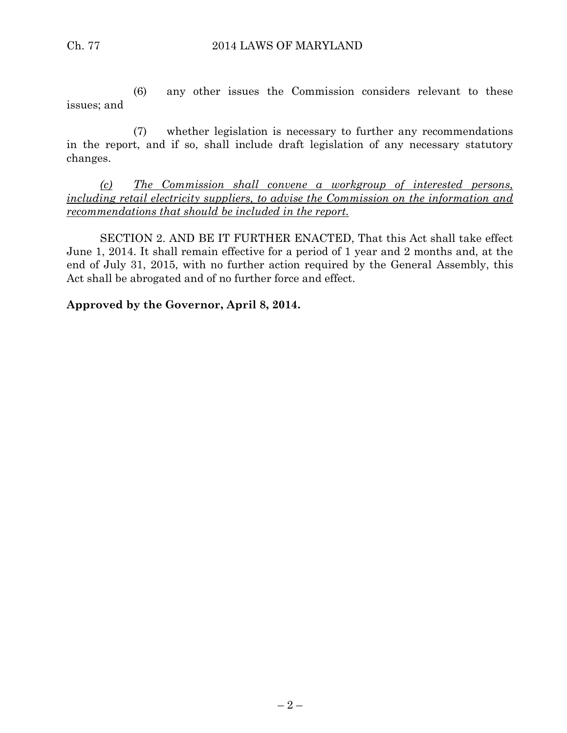(6) any other issues the Commission considers relevant to these issues; and

(7) whether legislation is necessary to further any recommendations in the report, and if so, shall include draft legislation of any necessary statutory changes.

*(c) The Commission shall convene a workgroup of interested persons, including retail electricity suppliers, to advise the Commission on the information and recommendations that should be included in the report.*

SECTION 2. AND BE IT FURTHER ENACTED, That this Act shall take effect June 1, 2014. It shall remain effective for a period of 1 year and 2 months and, at the end of July 31, 2015, with no further action required by the General Assembly, this Act shall be abrogated and of no further force and effect.

**Approved by the Governor, April 8, 2014.**